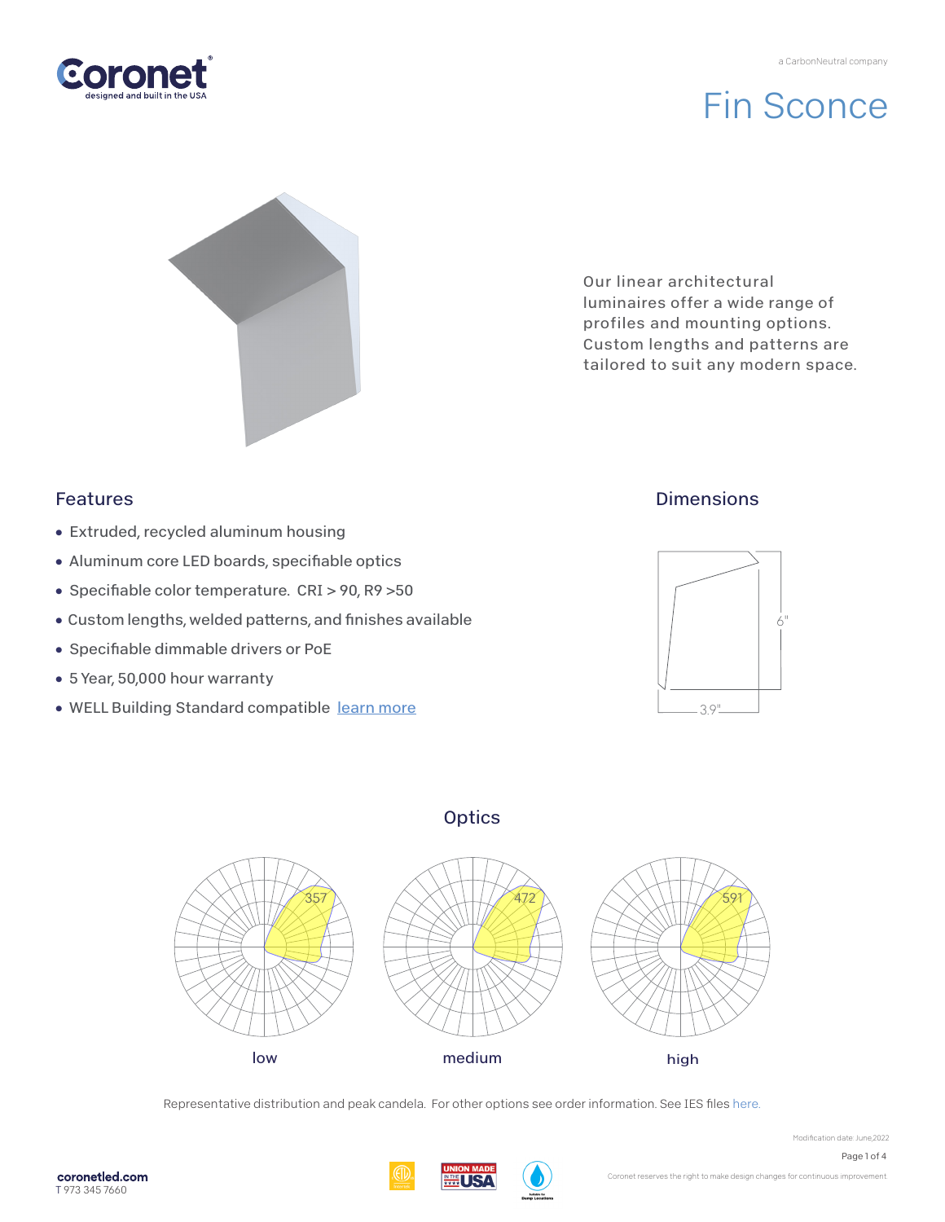Coronet
designed and built in the USA

a CarbonNeutral company

# Fin Sconce

Our linear architectural luminaires offer a wide range of profiles and mounting options. Custom lengths and patterns are tailored to suit any modern space.

## Features

- Extruded, recycled aluminum housing
- Aluminum core LED boards, specifiable optics
- Specifiable color temperature. CRI > 90, R9 >50
- Custom lengths, welded patterns, and finishes available
- Specifiable dimmable drivers or PoE
- 5 Year, 50,000 hour warranty
- WELL Building Standard compatible learn more

## Dimensions

6"

3.9"

## Optics

357

low

472

medium

591

high

Representative distribution and peak candela. For other options see order information. See IES files here.

Modification date: June,2022

coronetled.com
T 973 345 7660

Coronet reserves the right to make design changes for continuous improvement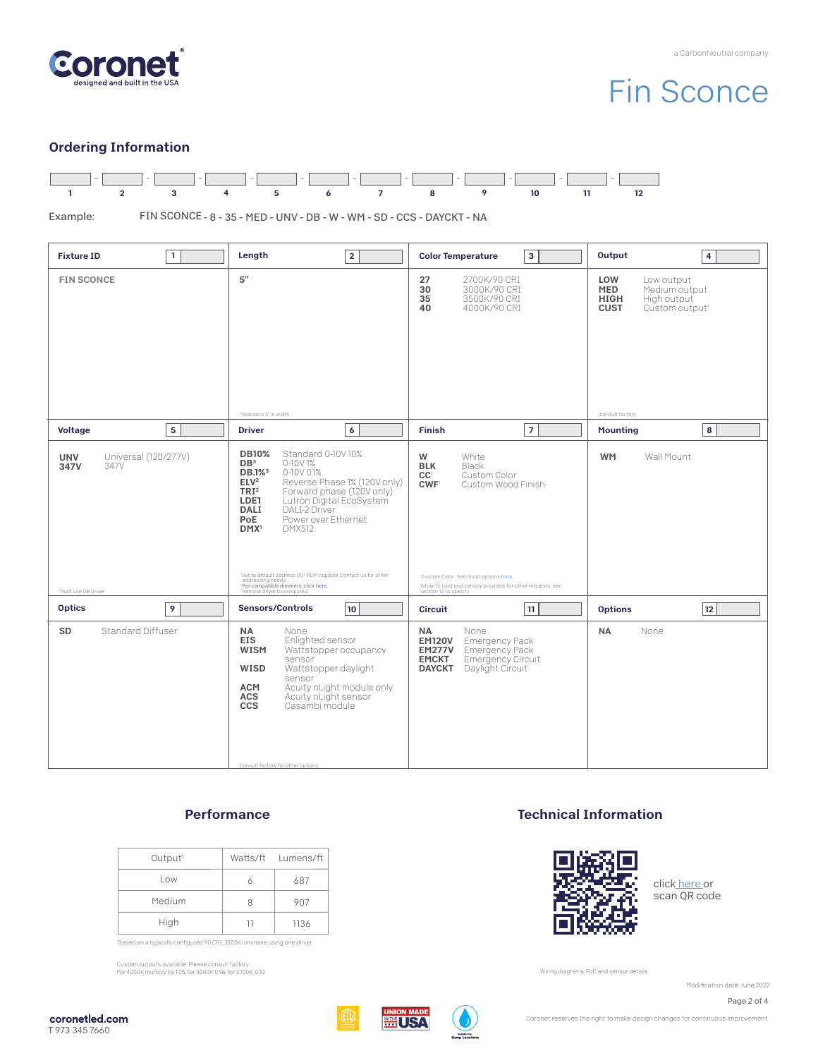Coronet
designed and built in the USA

a CarbonNeutral company

# Fin Sconce

## Ordering Information

| 1 | 2 | 3 | 4 | 5 | 6 | 7 | 8 | 9 | 10 | 11 | 12 |
|---|---|---|---|---|---|---|---|---|---|---|---|

Example: FIN SCONCE - 8 - 35 - MED - UNV - DB - W - WM - SD - CCS - DAYCKT - NA

### Fixture ID [1]

**FIN SCONCE**

### Length [2]

**5"**[1]

[1]Sconce is 5" in width

### Color Temperature [3]

| | |
|---|---|
| **27** | 2700K/90 CRI |
| **30** | 3000K/90 CRI |
| **35** | 3500K/90 CRI |
| **40** | 4000K/90 CRI |

### Output [4]

| | |
|---|---|
| **LOW** | Low output |
| **MED** | Medium output |
| **HIGH** | High output |
| **CUST** | Custom output[1] |

[1]consult factory

### Voltage [5]

| | |
|---|---|
| **UNV** | Universal (120/277V) |
| **347V**[1] | 347V |

[1]Must use DB Driver

### Driver [6]

| | |
|---|---|
| **DB10%** | Standard 0-10V 10% |
| **DB**[3] | 0-10V 1% |
| **DB.1%**[3] | 0-10V 0.1% |
| **ELV**[2] | Reverse Phase 1% (120V only) |
| **TRI**[2] | Forward phase (120V only) |
| **LDE1** | Lutron Digital EcoSystem |
| **DALI** | DALI-2 Driver |
| **PoE** | Power over Ethernet |
| **DMX**[1] | DMX512 |

[1]Set to default address 001. RDM capable. Contact us for other addressing needs.
[2]For compatible dimmers, click here.
[3]Remote driver box required

### Finish [7]

| | |
|---|---|
| **W** | White |
| **BLK** | Black |
| **CC**[1] | Custom Color |
| **CWF**[1] | Custom Wood Finish |

[1]Custom Color. See finish options here.
White SJ cord and canopy provided, for other requests, see section 12 to specify

### Mounting [8]

| | |
|---|---|
| **WM** | Wall Mount |

### Optics [9]

| | |
|---|---|
| **SD** | Standard Diffuser |

### Sensors/Controls [10]

| | |
|---|---|
| **NA** | None |
| **EIS** | Enlighted sensor |
| **WISM** | Wattstopper occupancy sensor |
| **WISD** | Wattstopper daylight sensor |
| **ACM** | Acuity nLight module only |
| **ACS** | Acuity nLight sensor |
| **CCS** | Casambi module |

Consult factory for other options

### Circuit [11]

| | |
|---|---|
| **NA** | None |
| **EM120V** | Emergency Pack |
| **EM277V** | Emergency Pack |
| **EMCKT** | Emergency Circuit |
| **DAYCKT** | Daylight Circuit |

### Options [12]

| | |
|---|---|
| **NA** | None |

## Performance

| Output[1] | Watts/ft | Lumens/ft |
|---|---|---|
| Low | 6 | 687 |
| Medium | 8 | 907 |
| High | 11 | 1136 |

[1]Based on a typically configured 90 CRI, 3500K luminaire using one driver

Custom outputs available. Please consult factory.
For 4000K multiply by 1.05, for 3000K 0.96, for 2700K, 0.92

## Technical Information

click here or scan QR code

Wiring diagrams, PoE and sensor details

Modification date: June,2022

coronetled.com
T 973 345 7660

Coronet reserves the right to make design changes for continuous improvement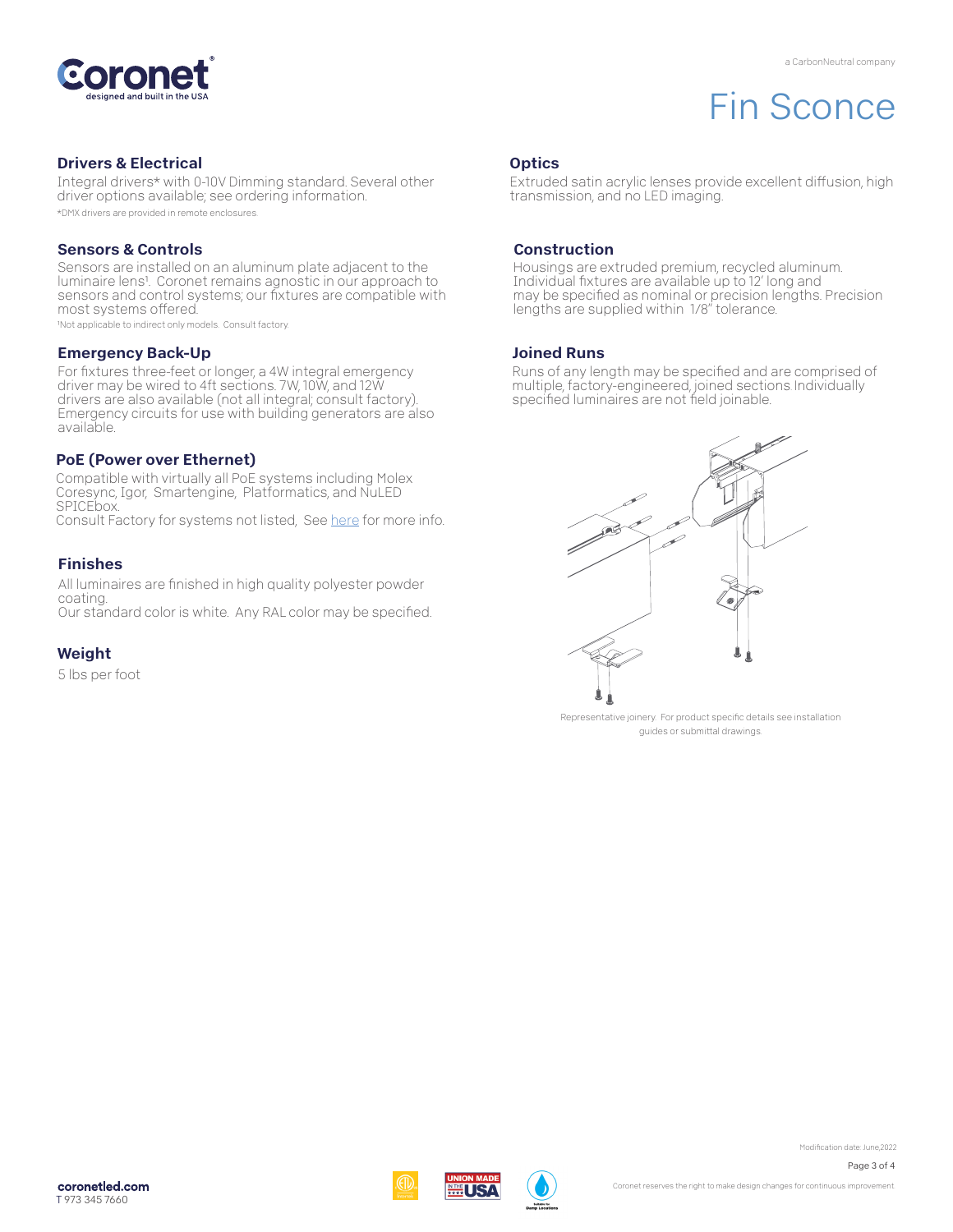# Fin Sconce

## Drivers & Electrical

Integral drivers* with 0-10V Dimming standard. Several other driver options available; see ordering information.

*DMX drivers are provided in remote enclosures.

## Sensors & Controls

Sensors are installed on an aluminum plate adjacent to the luminaire lens[1]. Coronet remains agnostic in our approach to sensors and control systems; our fixtures are compatible with most systems offered.

[1]Not applicable to indirect only models. Consult factory.

## Emergency Back-Up

For fixtures three-feet or longer, a 4W integral emergency driver may be wired to 4ft sections. 7W, 10W, and 12W drivers are also available (not all integral; consult factory). Emergency circuits for use with building generators are also available.

## PoE (Power over Ethernet)

Compatible with virtually all PoE systems including Molex Coresync, Igor, Smartengine, Platformatics, and NuLED SPICEbox.
Consult Factory for systems not listed, See here for more info.

## Finishes

All luminaires are finished in high quality polyester powder coating.
Our standard color is white. Any RAL color may be specified.

## Weight

5 lbs per foot

## Optics

Extruded satin acrylic lenses provide excellent diffusion, high transmission, and no LED imaging.

## Construction

Housings are extruded premium, recycled aluminum. Individual fixtures are available up to 12' long and may be specified as nominal or precision lengths. Precision lengths are supplied within 1/8" tolerance.

## Joined Runs

Runs of any length may be specified and are comprised of multiple, factory-engineered, joined sections Individually specified luminaires are not field joinable.

Representative joinery. For product specific details see installation guides or submittal drawings.

Modification date: June,2022

coronetled.com
T 973 345 7660

Coronet reserves the right to make design changes for continuous improvement.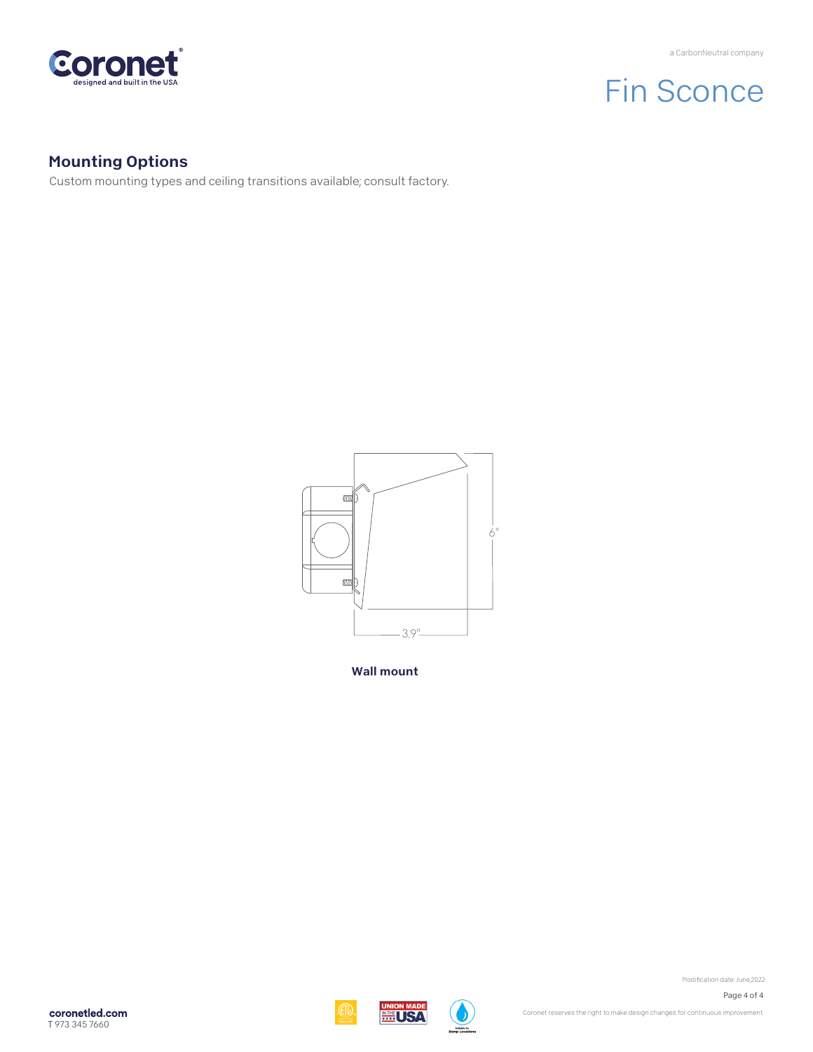# Fin Sconce

## Mounting Options

Custom mounting types and ceiling transitions available; consult factory.

6"

3.9"

**Wall mount**

Modification date: June,2022

coronetled.com
T 973 345 7660

Coronet reserves the right to make design changes for continuous improvement